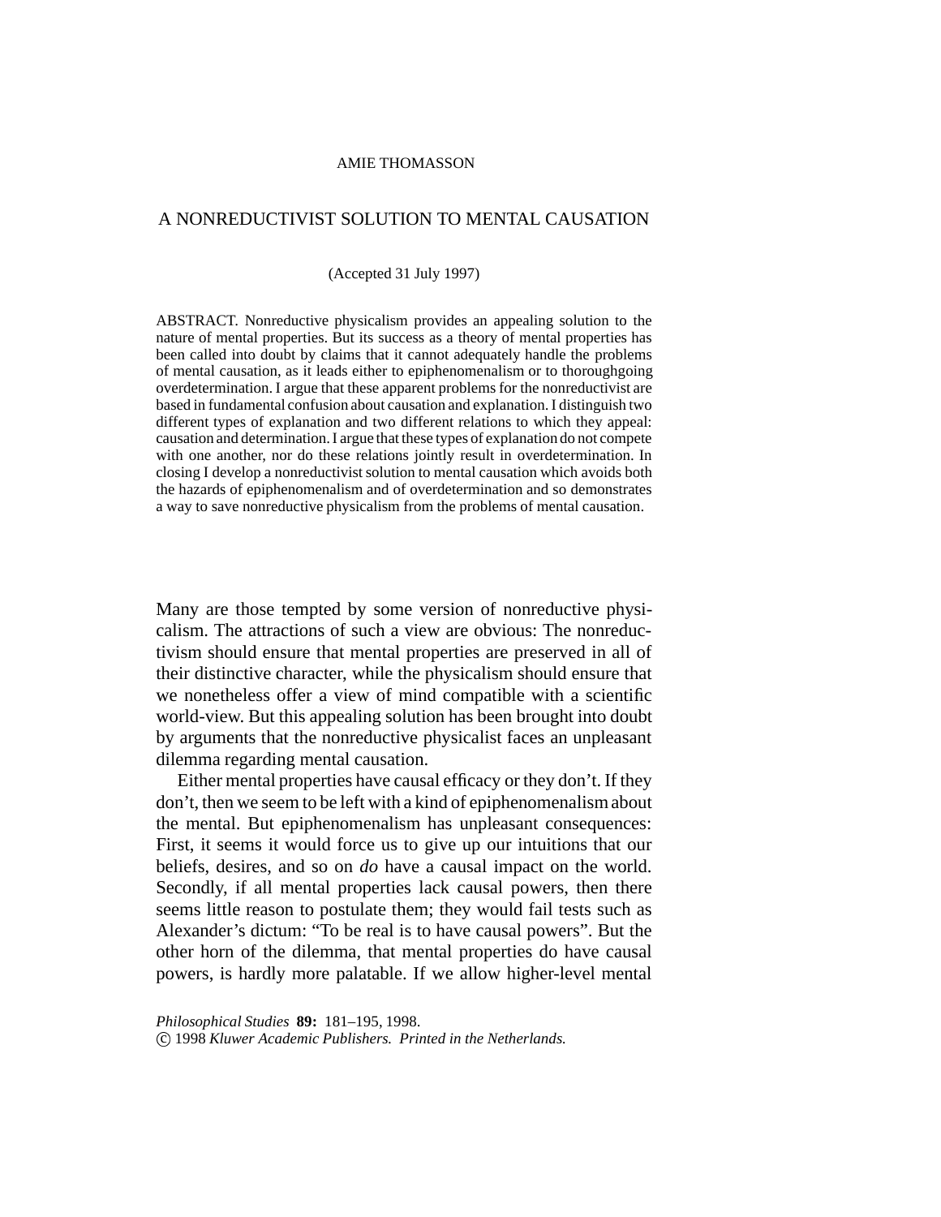AMIE THOMASSON

# A NONREDUCTIVIST SOLUTION TO MENTAL CAUSATION

(Accepted 31 July 1997)

ABSTRACT. Nonreductive physicalism provides an appealing solution to the nature of mental properties. But its success as a theory of mental properties has been called into doubt by claims that it cannot adequately handle the problems of mental causation, as it leads either to epiphenomenalism or to thoroughgoing overdetermination. I argue that these apparent problems for the nonreductivist are based in fundamental confusion about causation and explanation. I distinguish two different types of explanation and two different relations to which they appeal: causation and determination. I argue that these types of explanation do not compete with one another, nor do these relations jointly result in overdetermination. In closing I develop a nonreductivist solution to mental causation which avoids both the hazards of epiphenomenalism and of overdetermination and so demonstrates a way to save nonreductive physicalism from the problems of mental causation.

Many are those tempted by some version of nonreductive physicalism. The attractions of such a view are obvious: The nonreductivism should ensure that mental properties are preserved in all of their distinctive character, while the physicalism should ensure that we nonetheless offer a view of mind compatible with a scientific world-view. But this appealing solution has been brought into doubt by arguments that the nonreductive physicalist faces an unpleasant dilemma regarding mental causation.

Either mental properties have causal efficacy or they don't. If they don't, then we seem to be left with a kind of epiphenomenalism about the mental. But epiphenomenalism has unpleasant consequences: First, it seems it would force us to give up our intuitions that our beliefs, desires, and so on *do* have a causal impact on the world. Secondly, if all mental properties lack causal powers, then there seems little reason to postulate them; they would fail tests such as Alexander's dictum: "To be real is to have causal powers". But the other horn of the dilemma, that mental properties do have causal powers, is hardly more palatable. If we allow higher-level mental

*Philosophical Studies* **89:** 181–195, 1998.
© 1998 *Kluwer Academic Publishers. Printed in the Netherlands.*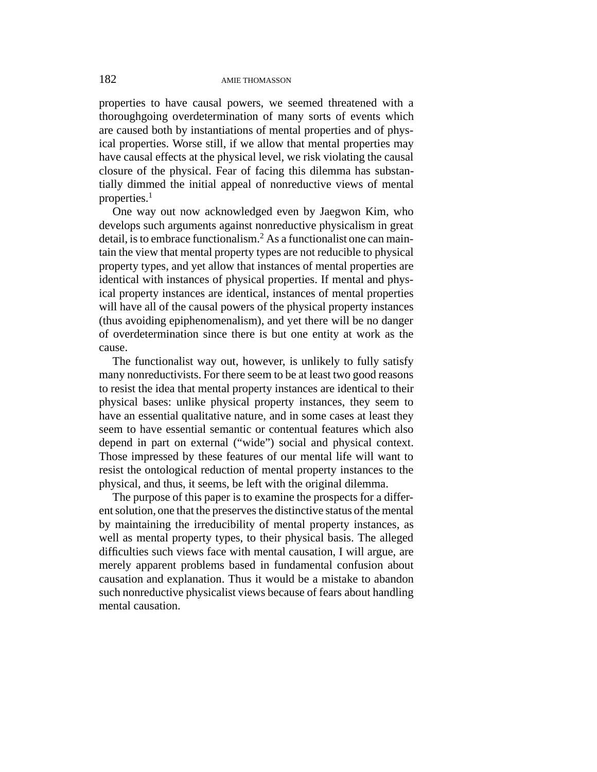properties to have causal powers, we seemed threatened with a thoroughgoing overdetermination of many sorts of events which are caused both by instantiations of mental properties and of physical properties. Worse still, if we allow that mental properties may have causal effects at the physical level, we risk violating the causal closure of the physical. Fear of facing this dilemma has substantially dimmed the initial appeal of nonreductive views of mental properties.[1]

One way out now acknowledged even by Jaegwon Kim, who develops such arguments against nonreductive physicalism in great detail, is to embrace functionalism.[2] As a functionalist one can maintain the view that mental property types are not reducible to physical property types, and yet allow that instances of mental properties are identical with instances of physical properties. If mental and physical property instances are identical, instances of mental properties will have all of the causal powers of the physical property instances (thus avoiding epiphenomenalism), and yet there will be no danger of overdetermination since there is but one entity at work as the cause.

The functionalist way out, however, is unlikely to fully satisfy many nonreductivists. For there seem to be at least two good reasons to resist the idea that mental property instances are identical to their physical bases: unlike physical property instances, they seem to have an essential qualitative nature, and in some cases at least they seem to have essential semantic or contentual features which also depend in part on external ("wide") social and physical context. Those impressed by these features of our mental life will want to resist the ontological reduction of mental property instances to the physical, and thus, it seems, be left with the original dilemma.

The purpose of this paper is to examine the prospects for a different solution, one that the preserves the distinctive status of the mental by maintaining the irreducibility of mental property instances, as well as mental property types, to their physical basis. The alleged difficulties such views face with mental causation, I will argue, are merely apparent problems based in fundamental confusion about causation and explanation. Thus it would be a mistake to abandon such nonreductive physicalist views because of fears about handling mental causation.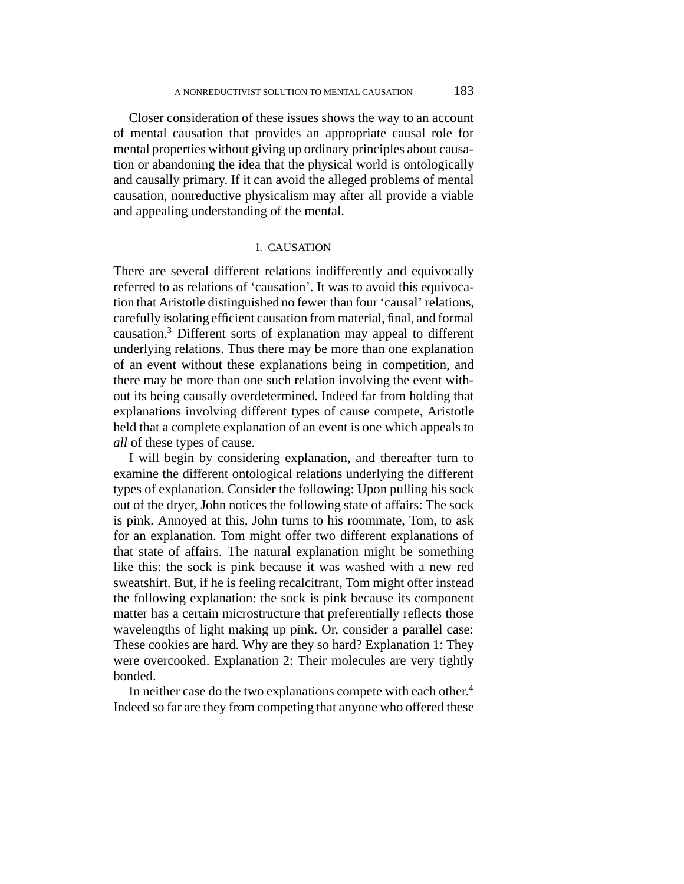Closer consideration of these issues shows the way to an account of mental causation that provides an appropriate causal role for mental properties without giving up ordinary principles about causation or abandoning the idea that the physical world is ontologically and causally primary. If it can avoid the alleged problems of mental causation, nonreductive physicalism may after all provide a viable and appealing understanding of the mental.

## I. CAUSATION

There are several different relations indifferently and equivocally referred to as relations of 'causation'. It was to avoid this equivocation that Aristotle distinguished no fewer than four 'causal' relations, carefully isolating efficient causation from material, final, and formal causation.[3] Different sorts of explanation may appeal to different underlying relations. Thus there may be more than one explanation of an event without these explanations being in competition, and there may be more than one such relation involving the event without its being causally overdetermined. Indeed far from holding that explanations involving different types of cause compete, Aristotle held that a complete explanation of an event is one which appeals to *all* of these types of cause.

I will begin by considering explanation, and thereafter turn to examine the different ontological relations underlying the different types of explanation. Consider the following: Upon pulling his sock out of the dryer, John notices the following state of affairs: The sock is pink. Annoyed at this, John turns to his roommate, Tom, to ask for an explanation. Tom might offer two different explanations of that state of affairs. The natural explanation might be something like this: the sock is pink because it was washed with a new red sweatshirt. But, if he is feeling recalcitrant, Tom might offer instead the following explanation: the sock is pink because its component matter has a certain microstructure that preferentially reflects those wavelengths of light making up pink. Or, consider a parallel case: These cookies are hard. Why are they so hard? Explanation 1: They were overcooked. Explanation 2: Their molecules are very tightly bonded.

In neither case do the two explanations compete with each other.[4] Indeed so far are they from competing that anyone who offered these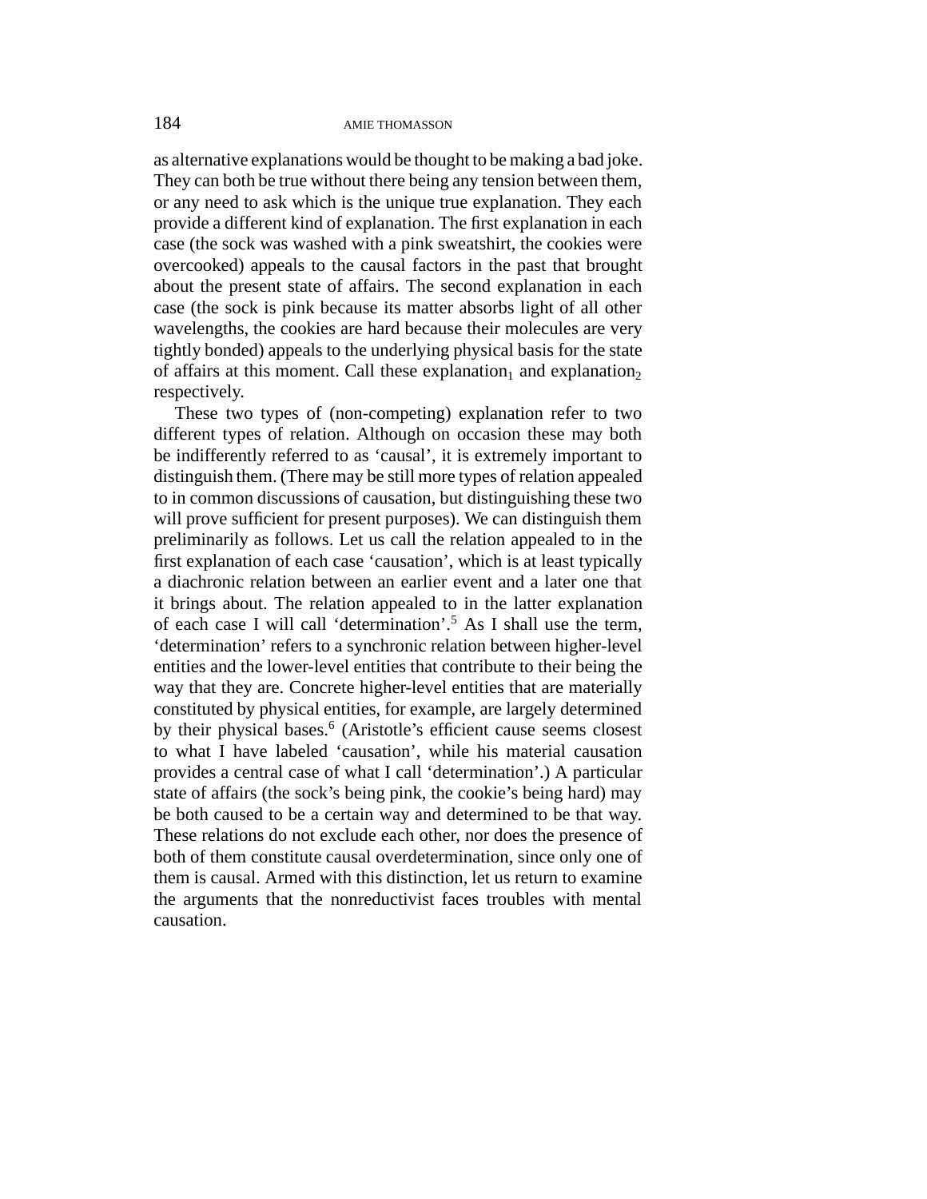as alternative explanations would be thought to be making a bad joke. They can both be true without there being any tension between them, or any need to ask which is the unique true explanation. They each provide a different kind of explanation. The first explanation in each case (the sock was washed with a pink sweatshirt, the cookies were overcooked) appeals to the causal factors in the past that brought about the present state of affairs. The second explanation in each case (the sock is pink because its matter absorbs light of all other wavelengths, the cookies are hard because their molecules are very tightly bonded) appeals to the underlying physical basis for the state of affairs at this moment. Call these $\text{explanation}_1$ and $\text{explanation}_2$ respectively.

These two types of (non-competing) explanation refer to two different types of relation. Although on occasion these may both be indifferently referred to as 'causal', it is extremely important to distinguish them. (There may be still more types of relation appealed to in common discussions of causation, but distinguishing these two will prove sufficient for present purposes). We can distinguish them preliminarily as follows. Let us call the relation appealed to in the first explanation of each case 'causation', which is at least typically a diachronic relation between an earlier event and a later one that it brings about. The relation appealed to in the latter explanation of each case I will call 'determination'.[5] As I shall use the term, 'determination' refers to a synchronic relation between higher-level entities and the lower-level entities that contribute to their being the way that they are. Concrete higher-level entities that are materially constituted by physical entities, for example, are largely determined by their physical bases.[6] (Aristotle's efficient cause seems closest to what I have labeled 'causation', while his material causation provides a central case of what I call 'determination'.) A particular state of affairs (the sock's being pink, the cookie's being hard) may be both caused to be a certain way and determined to be that way. These relations do not exclude each other, nor does the presence of both of them constitute causal overdetermination, since only one of them is causal. Armed with this distinction, let us return to examine the arguments that the nonreductivist faces troubles with mental causation.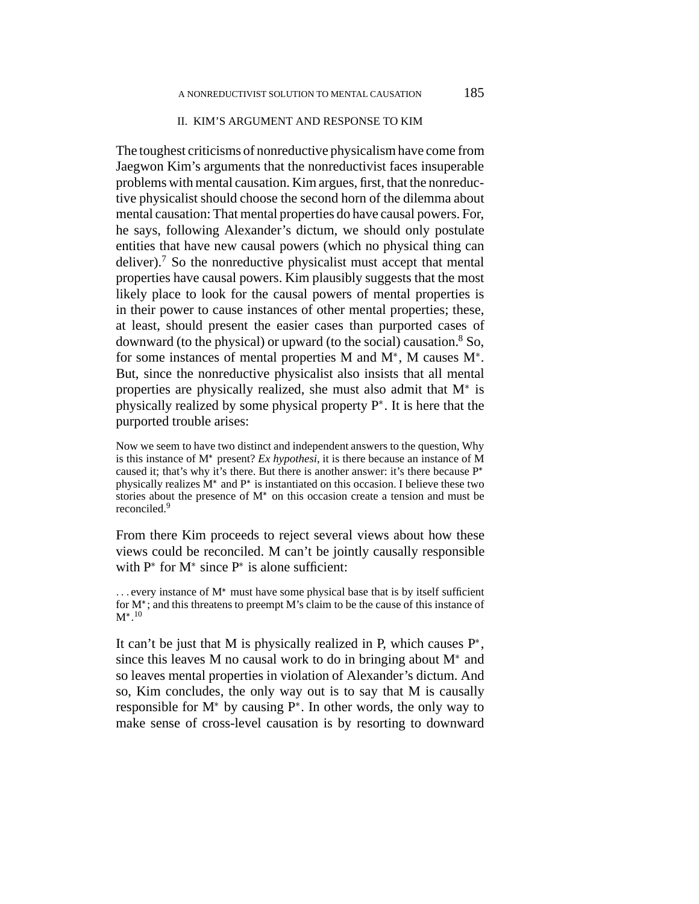## II. KIM'S ARGUMENT AND RESPONSE TO KIM

The toughest criticisms of nonreductive physicalism have come from Jaegwon Kim's arguments that the nonreductivist faces insuperable problems with mental causation. Kim argues, first, that the nonreductive physicalist should choose the second horn of the dilemma about mental causation: That mental properties do have causal powers. For, he says, following Alexander's dictum, we should only postulate entities that have new causal powers (which no physical thing can deliver).[7] So the nonreductive physicalist must accept that mental properties have causal powers. Kim plausibly suggests that the most likely place to look for the causal powers of mental properties is in their power to cause instances of other mental properties; these, at least, should present the easier cases than purported cases of downward (to the physical) or upward (to the social) causation.[8] So, for some instances of mental properties M and M*, M causes M*. But, since the nonreductive physicalist also insists that all mental properties are physically realized, she must also admit that M* is physically realized by some physical property P*. It is here that the purported trouble arises:

> Now we seem to have two distinct and independent answers to the question, Why is this instance of M* present? *Ex hypothesi*, it is there because an instance of M caused it; that's why it's there. But there is another answer: it's there because P* physically realizes M* and P* is instantiated on this occasion. I believe these two stories about the presence of M* on this occasion create a tension and must be reconciled.[9]

From there Kim proceeds to reject several views about how these views could be reconciled. M can't be jointly causally responsible with P* for M* since P* is alone sufficient:

> . . . every instance of M* must have some physical base that is by itself sufficient for M*; and this threatens to preempt M's claim to be the cause of this instance of M*.[10]

It can't be just that M is physically realized in P, which causes P*, since this leaves M no causal work to do in bringing about M* and so leaves mental properties in violation of Alexander's dictum. And so, Kim concludes, the only way out is to say that M is causally responsible for M* by causing P*. In other words, the only way to make sense of cross-level causation is by resorting to downward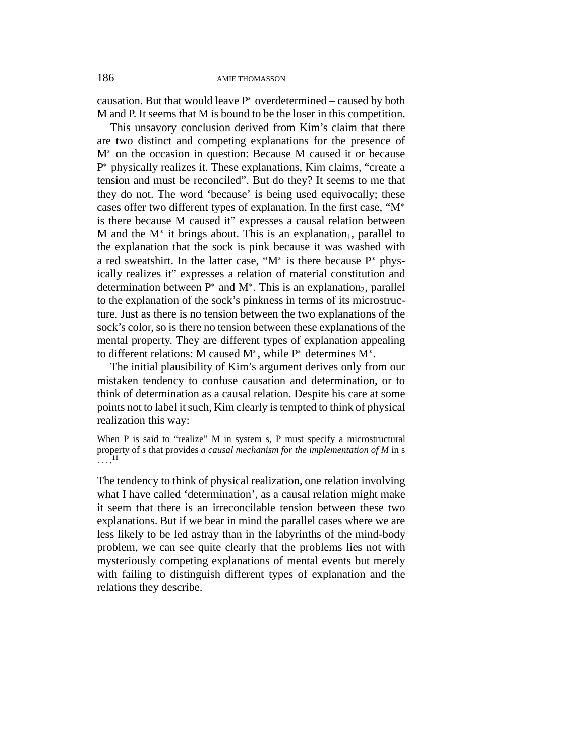causation. But that would leave $P^*$ overdetermined – caused by both M and P. It seems that M is bound to be the loser in this competition.

This unsavory conclusion derived from Kim's claim that there are two distinct and competing explanations for the presence of $M^*$ on the occasion in question: Because M caused it or because $P^*$ physically realizes it. These explanations, Kim claims, "create a tension and must be reconciled". But do they? It seems to me that they do not. The word 'because' is being used equivocally; these cases offer two different types of explanation. In the first case, "$M^*$ is there because M caused it" expresses a causal relation between M and the $M^*$ it brings about. This is an $\text{explanation}_1$, parallel to the explanation that the sock is pink because it was washed with a red sweatshirt. In the latter case, "$M^*$ is there because $P^*$ physically realizes it" expresses a relation of material constitution and determination between $P^*$ and $M^*$. This is an $\text{explanation}_2$, parallel to the explanation of the sock's pinkness in terms of its microstructure. Just as there is no tension between the two explanations of the sock's color, so is there no tension between these explanations of the mental property. They are different types of explanation appealing to different relations: M caused $M^*$, while $P^*$ determines $M^*$.

The initial plausibility of Kim's argument derives only from our mistaken tendency to confuse causation and determination, or to think of determination as a causal relation. Despite his care at some points not to label it such, Kim clearly is tempted to think of physical realization this way:

> When P is said to "realize" M in system s, P must specify a microstructural property of s that provides *a causal mechanism for the implementation of M* in s . . . .[11]

The tendency to think of physical realization, one relation involving what I have called 'determination', as a causal relation might make it seem that there is an irreconcilable tension between these two explanations. But if we bear in mind the parallel cases where we are less likely to be led astray than in the labyrinths of the mind-body problem, we can see quite clearly that the problems lies not with mysteriously competing explanations of mental events but merely with failing to distinguish different types of explanation and the relations they describe.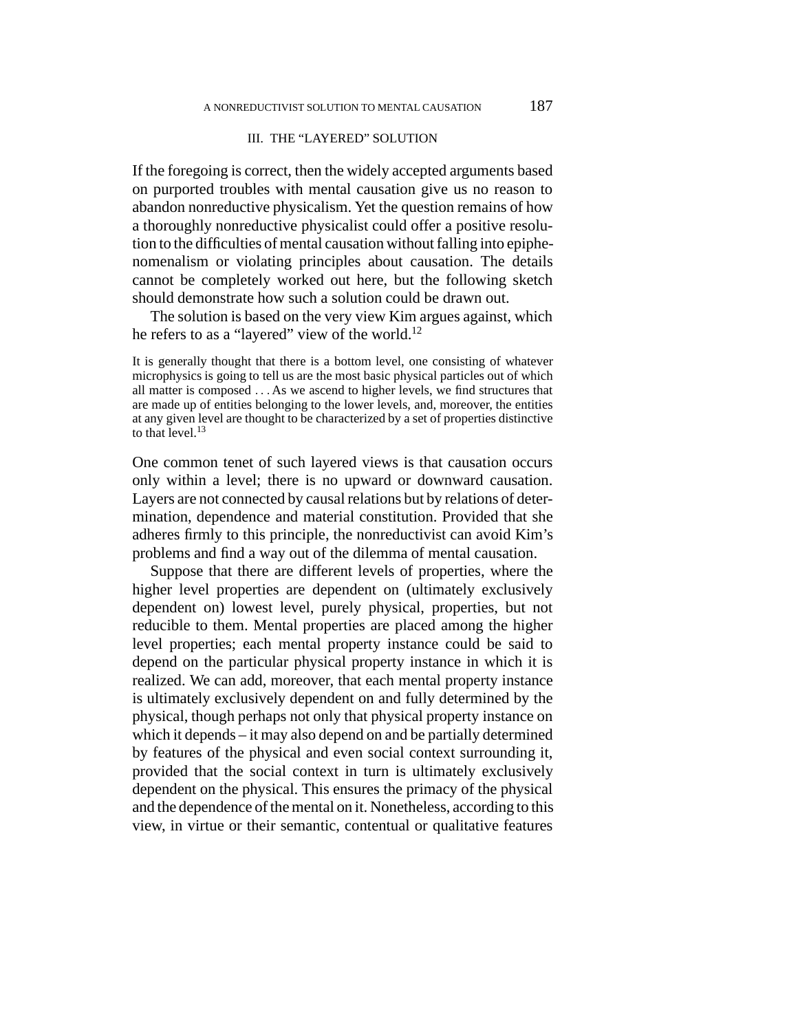## III. THE "LAYERED" SOLUTION

If the foregoing is correct, then the widely accepted arguments based on purported troubles with mental causation give us no reason to abandon nonreductive physicalism. Yet the question remains of how a thoroughly nonreductive physicalist could offer a positive resolution to the difficulties of mental causation without falling into epiphenomenalism or violating principles about causation. The details cannot be completely worked out here, but the following sketch should demonstrate how such a solution could be drawn out.

The solution is based on the very view Kim argues against, which he refers to as a "layered" view of the world.[12]

> It is generally thought that there is a bottom level, one consisting of whatever microphysics is going to tell us are the most basic physical particles out of which all matter is composed . . . As we ascend to higher levels, we find structures that are made up of entities belonging to the lower levels, and, moreover, the entities at any given level are thought to be characterized by a set of properties distinctive to that level.[13]

One common tenet of such layered views is that causation occurs only within a level; there is no upward or downward causation. Layers are not connected by causal relations but by relations of determination, dependence and material constitution. Provided that she adheres firmly to this principle, the nonreductivist can avoid Kim's problems and find a way out of the dilemma of mental causation.

Suppose that there are different levels of properties, where the higher level properties are dependent on (ultimately exclusively dependent on) lowest level, purely physical, properties, but not reducible to them. Mental properties are placed among the higher level properties; each mental property instance could be said to depend on the particular physical property instance in which it is realized. We can add, moreover, that each mental property instance is ultimately exclusively dependent on and fully determined by the physical, though perhaps not only that physical property instance on which it depends – it may also depend on and be partially determined by features of the physical and even social context surrounding it, provided that the social context in turn is ultimately exclusively dependent on the physical. This ensures the primacy of the physical and the dependence of the mental on it. Nonetheless, according to this view, in virtue or their semantic, contentual or qualitative features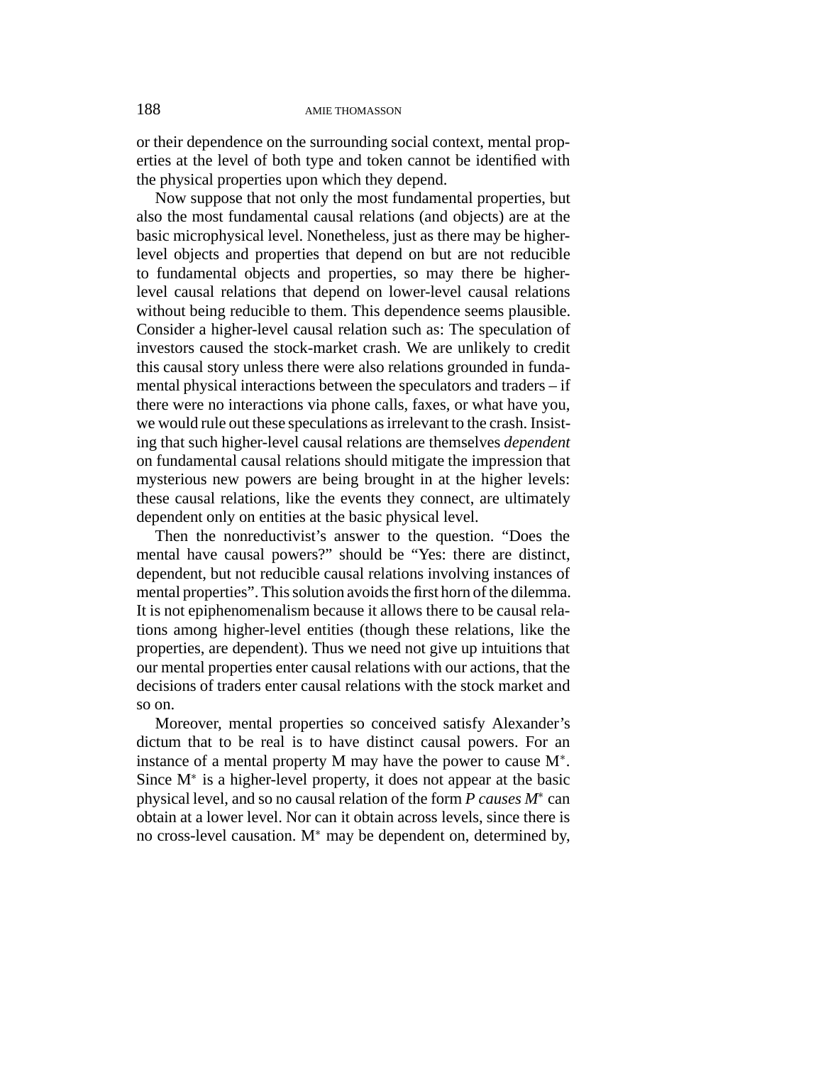or their dependence on the surrounding social context, mental properties at the level of both type and token cannot be identified with the physical properties upon which they depend.

Now suppose that not only the most fundamental properties, but also the most fundamental causal relations (and objects) are at the basic microphysical level. Nonetheless, just as there may be higher-level objects and properties that depend on but are not reducible to fundamental objects and properties, so may there be higher-level causal relations that depend on lower-level causal relations without being reducible to them. This dependence seems plausible. Consider a higher-level causal relation such as: The speculation of investors caused the stock-market crash. We are unlikely to credit this causal story unless there were also relations grounded in fundamental physical interactions between the speculators and traders – if there were no interactions via phone calls, faxes, or what have you, we would rule out these speculations as irrelevant to the crash. Insisting that such higher-level causal relations are themselves *dependent* on fundamental causal relations should mitigate the impression that mysterious new powers are being brought in at the higher levels: these causal relations, like the events they connect, are ultimately dependent only on entities at the basic physical level.

Then the nonreductivist's answer to the question. "Does the mental have causal powers?" should be "Yes: there are distinct, dependent, but not reducible causal relations involving instances of mental properties". This solution avoids the first horn of the dilemma. It is not epiphenomenalism because it allows there to be causal relations among higher-level entities (though these relations, like the properties, are dependent). Thus we need not give up intuitions that our mental properties enter causal relations with our actions, that the decisions of traders enter causal relations with the stock market and so on.

Moreover, mental properties so conceived satisfy Alexander's dictum that to be real is to have distinct causal powers. For an instance of a mental property M may have the power to cause $M^*$. Since $M^*$ is a higher-level property, it does not appear at the basic physical level, and so no causal relation of the form *P causes* $M^*$ can obtain at a lower level. Nor can it obtain across levels, since there is no cross-level causation. $M^*$ may be dependent on, determined by,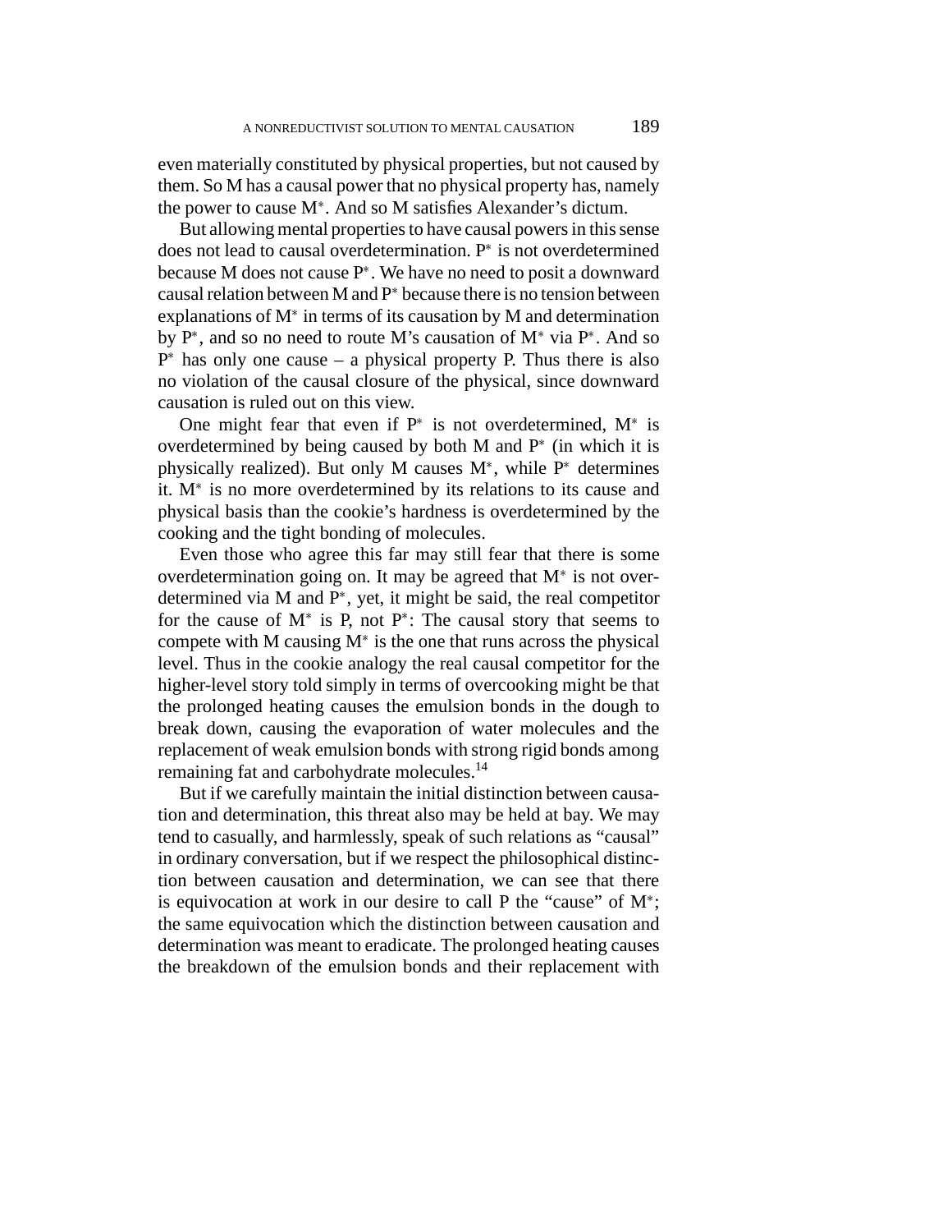even materially constituted by physical properties, but not caused by them. So M has a causal power that no physical property has, namely the power to cause $M^*$. And so M satisfies Alexander's dictum.

But allowing mental properties to have causal powers in this sense does not lead to causal overdetermination. $P^*$ is not overdetermined because M does not cause $P^*$. We have no need to posit a downward causal relation between M and $P^*$ because there is no tension between explanations of $M^*$ in terms of its causation by M and determination by $P^*$, and so no need to route M's causation of $M^*$ via $P^*$. And so $P^*$ has only one cause – a physical property P. Thus there is also no violation of the causal closure of the physical, since downward causation is ruled out on this view.

One might fear that even if $P^*$ is not overdetermined, $M^*$ is overdetermined by being caused by both M and $P^*$ (in which it is physically realized). But only M causes $M^*$, while $P^*$ determines it. $M^*$ is no more overdetermined by its relations to its cause and physical basis than the cookie's hardness is overdetermined by the cooking and the tight bonding of molecules.

Even those who agree this far may still fear that there is some overdetermination going on. It may be agreed that $M^*$ is not overdetermined via M and $P^*$, yet, it might be said, the real competitor for the cause of $M^*$ is P, not $P^*$: The causal story that seems to compete with M causing $M^*$ is the one that runs across the physical level. Thus in the cookie analogy the real causal competitor for the higher-level story told simply in terms of overcooking might be that the prolonged heating causes the emulsion bonds in the dough to break down, causing the evaporation of water molecules and the replacement of weak emulsion bonds with strong rigid bonds among remaining fat and carbohydrate molecules.[14]

But if we carefully maintain the initial distinction between causation and determination, this threat also may be held at bay. We may tend to casually, and harmlessly, speak of such relations as "causal" in ordinary conversation, but if we respect the philosophical distinction between causation and determination, we can see that there is equivocation at work in our desire to call P the "cause" of $M^*$; the same equivocation which the distinction between causation and determination was meant to eradicate. The prolonged heating causes the breakdown of the emulsion bonds and their replacement with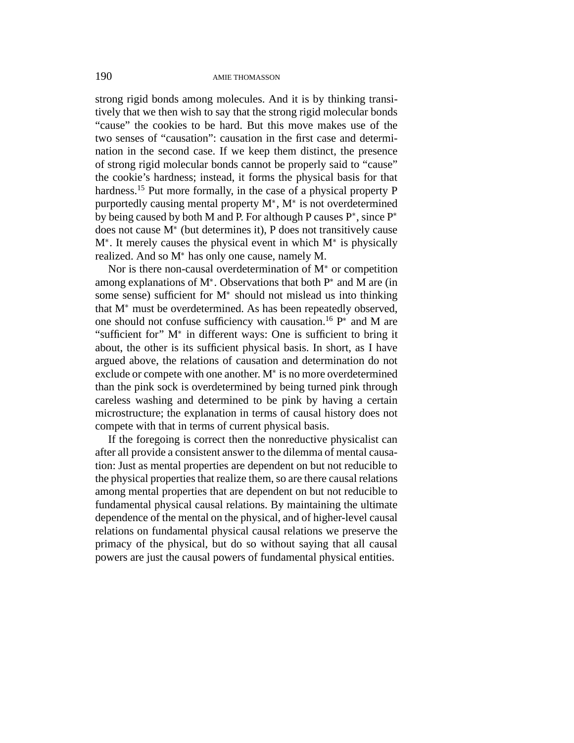strong rigid bonds among molecules. And it is by thinking transitively that we then wish to say that the strong rigid molecular bonds "cause" the cookies to be hard. But this move makes use of the two senses of "causation": causation in the first case and determination in the second case. If we keep them distinct, the presence of strong rigid molecular bonds cannot be properly said to "cause" the cookie's hardness; instead, it forms the physical basis for that hardness.[15] Put more formally, in the case of a physical property P purportedly causing mental property $M^*$, $M^*$ is not overdetermined by being caused by both M and P. For although P causes $P^*$, since $P^*$ does not cause $M^*$ (but determines it), P does not transitively cause $M^*$. It merely causes the physical event in which $M^*$ is physically realized. And so $M^*$ has only one cause, namely M.

Nor is there non-causal overdetermination of $M^*$ or competition among explanations of $M^*$. Observations that both $P^*$ and M are (in some sense) sufficient for $M^*$ should not mislead us into thinking that $M^*$ must be overdetermined. As has been repeatedly observed, one should not confuse sufficiency with causation.[16] $P^*$ and M are "sufficient for" $M^*$ in different ways: One is sufficient to bring it about, the other is its sufficient physical basis. In short, as I have argued above, the relations of causation and determination do not exclude or compete with one another. $M^*$ is no more overdetermined than the pink sock is overdetermined by being turned pink through careless washing and determined to be pink by having a certain microstructure; the explanation in terms of causal history does not compete with that in terms of current physical basis.

If the foregoing is correct then the nonreductive physicalist can after all provide a consistent answer to the dilemma of mental causation: Just as mental properties are dependent on but not reducible to the physical properties that realize them, so are there causal relations among mental properties that are dependent on but not reducible to fundamental physical causal relations. By maintaining the ultimate dependence of the mental on the physical, and of higher-level causal relations on fundamental physical causal relations we preserve the primacy of the physical, but do so without saying that all causal powers are just the causal powers of fundamental physical entities.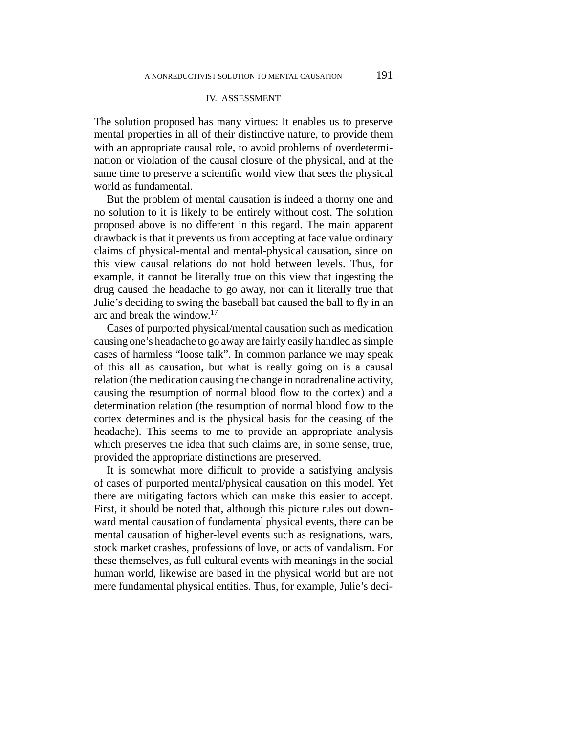## IV. ASSESSMENT

The solution proposed has many virtues: It enables us to preserve mental properties in all of their distinctive nature, to provide them with an appropriate causal role, to avoid problems of overdetermination or violation of the causal closure of the physical, and at the same time to preserve a scientific world view that sees the physical world as fundamental.

But the problem of mental causation is indeed a thorny one and no solution to it is likely to be entirely without cost. The solution proposed above is no different in this regard. The main apparent drawback is that it prevents us from accepting at face value ordinary claims of physical-mental and mental-physical causation, since on this view causal relations do not hold between levels. Thus, for example, it cannot be literally true on this view that ingesting the drug caused the headache to go away, nor can it literally true that Julie's deciding to swing the baseball bat caused the ball to fly in an arc and break the window.[17]

Cases of purported physical/mental causation such as medication causing one's headache to go away are fairly easily handled as simple cases of harmless "loose talk". In common parlance we may speak of this all as causation, but what is really going on is a causal relation (the medication causing the change in noradrenaline activity, causing the resumption of normal blood flow to the cortex) and a determination relation (the resumption of normal blood flow to the cortex determines and is the physical basis for the ceasing of the headache). This seems to me to provide an appropriate analysis which preserves the idea that such claims are, in some sense, true, provided the appropriate distinctions are preserved.

It is somewhat more difficult to provide a satisfying analysis of cases of purported mental/physical causation on this model. Yet there are mitigating factors which can make this easier to accept. First, it should be noted that, although this picture rules out downward mental causation of fundamental physical events, there can be mental causation of higher-level events such as resignations, wars, stock market crashes, professions of love, or acts of vandalism. For these themselves, as full cultural events with meanings in the social human world, likewise are based in the physical world but are not mere fundamental physical entities. Thus, for example, Julie's deci-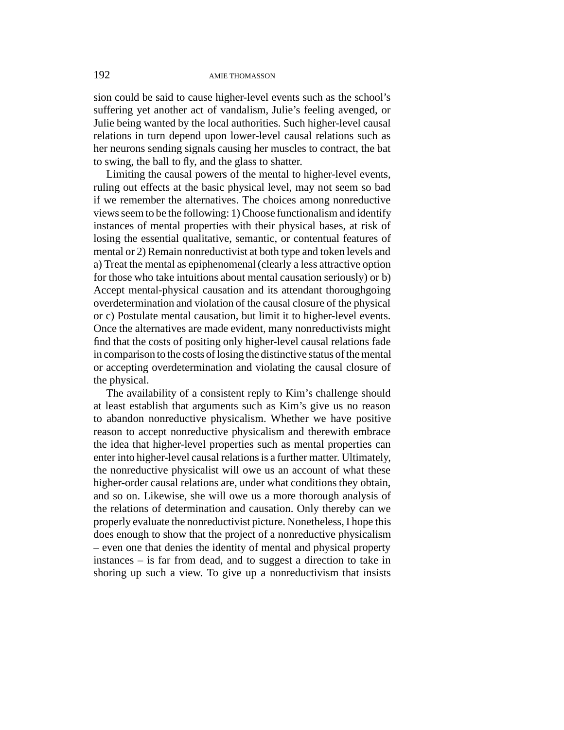sion could be said to cause higher-level events such as the school's suffering yet another act of vandalism, Julie's feeling avenged, or Julie being wanted by the local authorities. Such higher-level causal relations in turn depend upon lower-level causal relations such as her neurons sending signals causing her muscles to contract, the bat to swing, the ball to fly, and the glass to shatter.

Limiting the causal powers of the mental to higher-level events, ruling out effects at the basic physical level, may not seem so bad if we remember the alternatives. The choices among nonreductive views seem to be the following: 1) Choose functionalism and identify instances of mental properties with their physical bases, at risk of losing the essential qualitative, semantic, or contentual features of mental or 2) Remain nonreductivist at both type and token levels and a) Treat the mental as epiphenomenal (clearly a less attractive option for those who take intuitions about mental causation seriously) or b) Accept mental-physical causation and its attendant thoroughgoing overdetermination and violation of the causal closure of the physical or c) Postulate mental causation, but limit it to higher-level events. Once the alternatives are made evident, many nonreductivists might find that the costs of positing only higher-level causal relations fade in comparison to the costs of losing the distinctive status of the mental or accepting overdetermination and violating the causal closure of the physical.

The availability of a consistent reply to Kim's challenge should at least establish that arguments such as Kim's give us no reason to abandon nonreductive physicalism. Whether we have positive reason to accept nonreductive physicalism and therewith embrace the idea that higher-level properties such as mental properties can enter into higher-level causal relations is a further matter. Ultimately, the nonreductive physicalist will owe us an account of what these higher-order causal relations are, under what conditions they obtain, and so on. Likewise, she will owe us a more thorough analysis of the relations of determination and causation. Only thereby can we properly evaluate the nonreductivist picture. Nonetheless, I hope this does enough to show that the project of a nonreductive physicalism – even one that denies the identity of mental and physical property instances – is far from dead, and to suggest a direction to take in shoring up such a view. To give up a nonreductivism that insists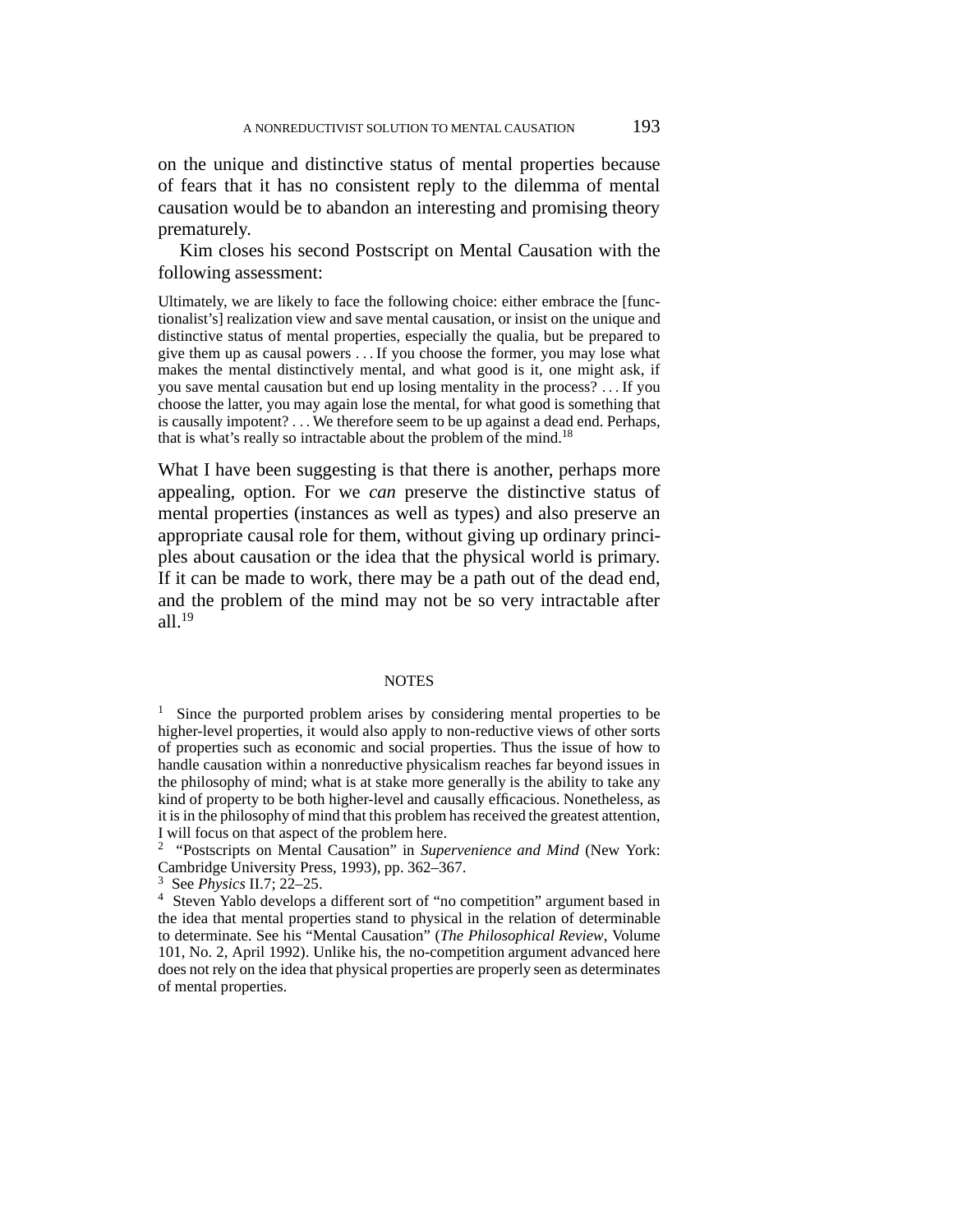on the unique and distinctive status of mental properties because of fears that it has no consistent reply to the dilemma of mental causation would be to abandon an interesting and promising theory prematurely.

Kim closes his second Postscript on Mental Causation with the following assessment:

> Ultimately, we are likely to face the following choice: either embrace the [functionalist's] realization view and save mental causation, or insist on the unique and distinctive status of mental properties, especially the qualia, but be prepared to give them up as causal powers . . . If you choose the former, you may lose what makes the mental distinctively mental, and what good is it, one might ask, if you save mental causation but end up losing mentality in the process? . . . If you choose the latter, you may again lose the mental, for what good is something that is causally impotent? . . . We therefore seem to be up against a dead end. Perhaps, that is what's really so intractable about the problem of the mind.[18]

What I have been suggesting is that there is another, perhaps more appealing, option. For we *can* preserve the distinctive status of mental properties (instances as well as types) and also preserve an appropriate causal role for them, without giving up ordinary principles about causation or the idea that the physical world is primary. If it can be made to work, there may be a path out of the dead end, and the problem of the mind may not be so very intractable after all.[19]

## NOTES

[1] Since the purported problem arises by considering mental properties to be higher-level properties, it would also apply to non-reductive views of other sorts of properties such as economic and social properties. Thus the issue of how to handle causation within a nonreductive physicalism reaches far beyond issues in the philosophy of mind; what is at stake more generally is the ability to take any kind of property to be both higher-level and causally efficacious. Nonetheless, as it is in the philosophy of mind that this problem has received the greatest attention, I will focus on that aspect of the problem here.

[2] "Postscripts on Mental Causation" in *Supervenience and Mind* (New York: Cambridge University Press, 1993), pp. 362–367.

[3] See *Physics* II.7; 22–25.

[4] Steven Yablo develops a different sort of "no competition" argument based in the idea that mental properties stand to physical in the relation of determinable to determinate. See his "Mental Causation" (*The Philosophical Review*, Volume 101, No. 2, April 1992). Unlike his, the no-competition argument advanced here does not rely on the idea that physical properties are properly seen as determinates of mental properties.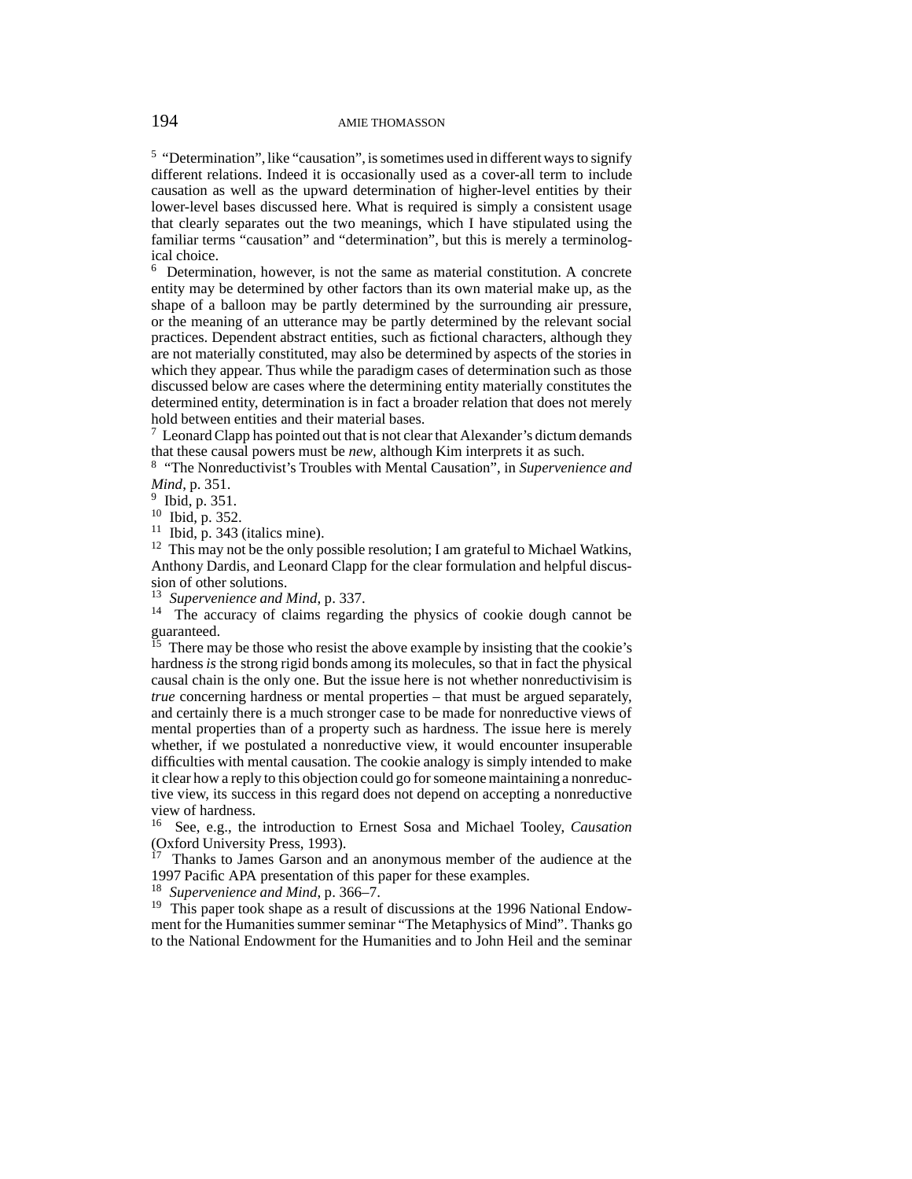[5] "Determination", like "causation", is sometimes used in different ways to signify different relations. Indeed it is occasionally used as a cover-all term to include causation as well as the upward determination of higher-level entities by their lower-level bases discussed here. What is required is simply a consistent usage that clearly separates out the two meanings, which I have stipulated using the familiar terms "causation" and "determination", but this is merely a terminological choice.

[6] Determination, however, is not the same as material constitution. A concrete entity may be determined by other factors than its own material make up, as the shape of a balloon may be partly determined by the surrounding air pressure, or the meaning of an utterance may be partly determined by the relevant social practices. Dependent abstract entities, such as fictional characters, although they are not materially constituted, may also be determined by aspects of the stories in which they appear. Thus while the paradigm cases of determination such as those discussed below are cases where the determining entity materially constitutes the determined entity, determination is in fact a broader relation that does not merely hold between entities and their material bases.

[7] Leonard Clapp has pointed out that is not clear that Alexander's dictum demands that these causal powers must be *new*, although Kim interprets it as such.

[8] "The Nonreductivist's Troubles with Mental Causation", in *Supervenience and Mind*, p. 351.

[9] Ibid, p. 351.

[10] Ibid, p. 352.

[11] Ibid, p. 343 (italics mine).

[12] This may not be the only possible resolution; I am grateful to Michael Watkins, Anthony Dardis, and Leonard Clapp for the clear formulation and helpful discussion of other solutions.

[13] *Supervenience and Mind*, p. 337.

[14] The accuracy of claims regarding the physics of cookie dough cannot be guaranteed.

[15] There may be those who resist the above example by insisting that the cookie's hardness *is* the strong rigid bonds among its molecules, so that in fact the physical causal chain is the only one. But the issue here is not whether nonreductivisim is *true* concerning hardness or mental properties – that must be argued separately, and certainly there is a much stronger case to be made for nonreductive views of mental properties than of a property such as hardness. The issue here is merely whether, if we postulated a nonreductive view, it would encounter insuperable difficulties with mental causation. The cookie analogy is simply intended to make it clear how a reply to this objection could go for someone maintaining a nonreductive view, its success in this regard does not depend on accepting a nonreductive view of hardness.

[16] See, e.g., the introduction to Ernest Sosa and Michael Tooley, *Causation* (Oxford University Press, 1993).

[17] Thanks to James Garson and an anonymous member of the audience at the 1997 Pacific APA presentation of this paper for these examples.

[18] *Supervenience and Mind*, p. 366–7.

[19] This paper took shape as a result of discussions at the 1996 National Endowment for the Humanities summer seminar "The Metaphysics of Mind". Thanks go to the National Endowment for the Humanities and to John Heil and the seminar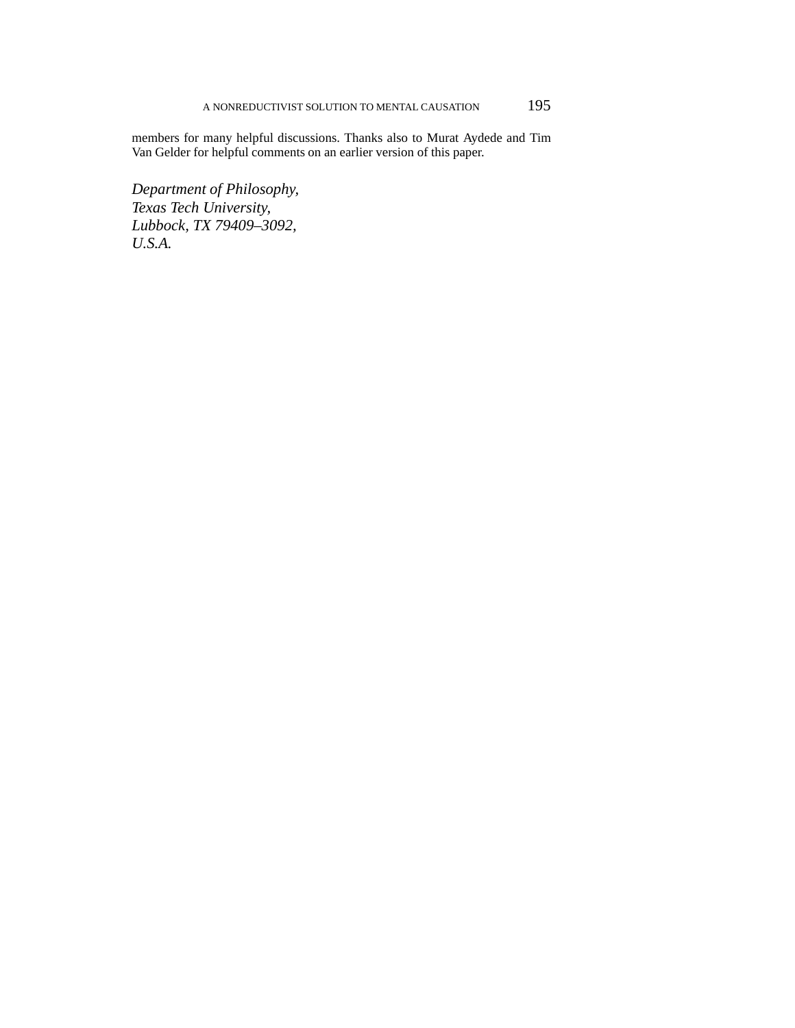members for many helpful discussions. Thanks also to Murat Aydede and Tim Van Gelder for helpful comments on an earlier version of this paper.

*Department of Philosophy,*
*Texas Tech University,*
*Lubbock, TX 79409–3092,*
*U.S.A.*